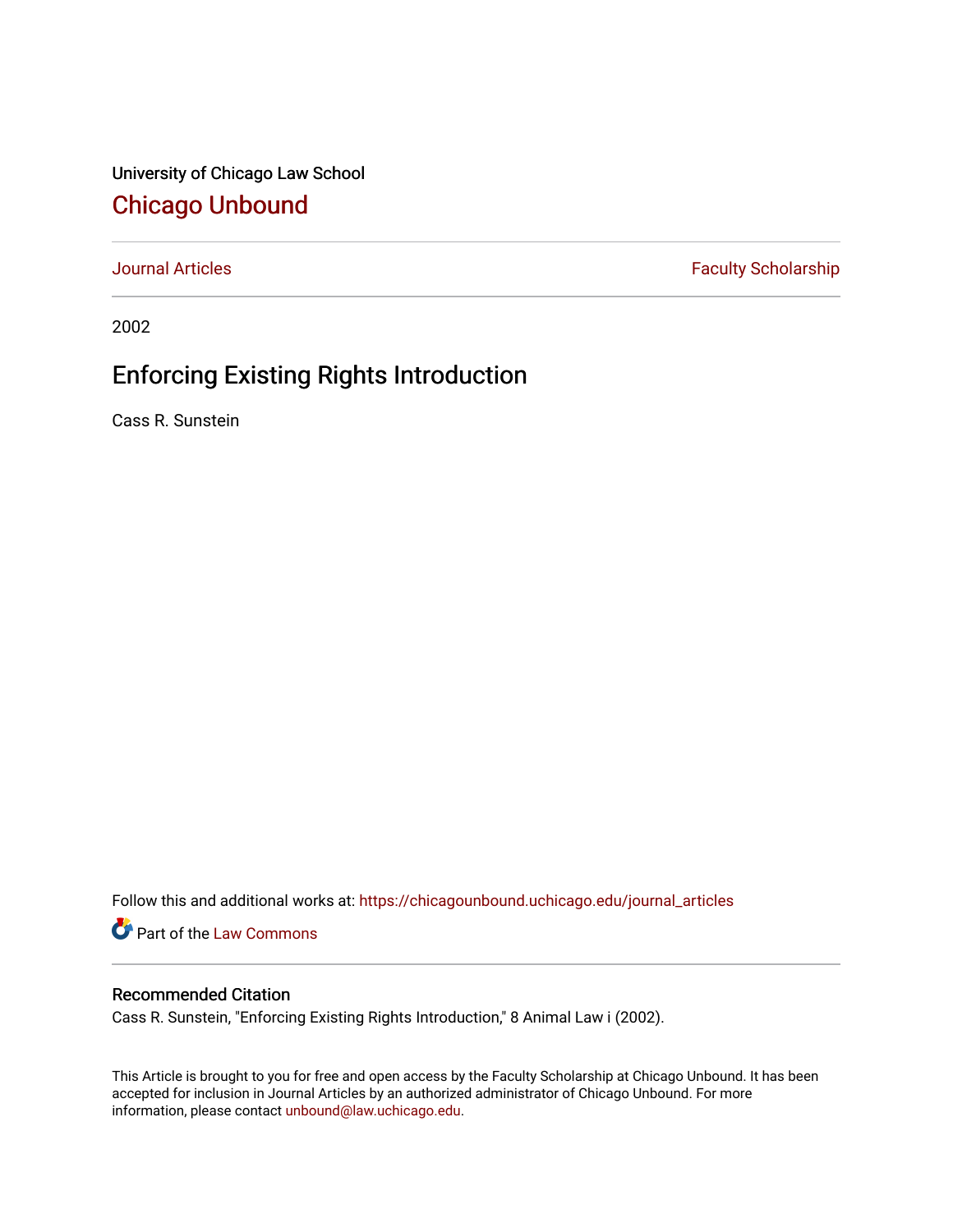University of Chicago Law School

# Chicago Unbound

Journal Articles | Faculty Scholarship

2002

## Enforcing Existing Rights Introduction

Cass R. Sunstein

Follow this and additional works at: https://chicagounbound.uchicago.edu/journal_articles

Part of the Law Commons

### Recommended Citation

Cass R. Sunstein, "Enforcing Existing Rights Introduction," 8 Animal Law i (2002).

This Article is brought to you for free and open access by the Faculty Scholarship at Chicago Unbound. It has been accepted for inclusion in Journal Articles by an authorized administrator of Chicago Unbound. For more information, please contact unbound@law.uchicago.edu.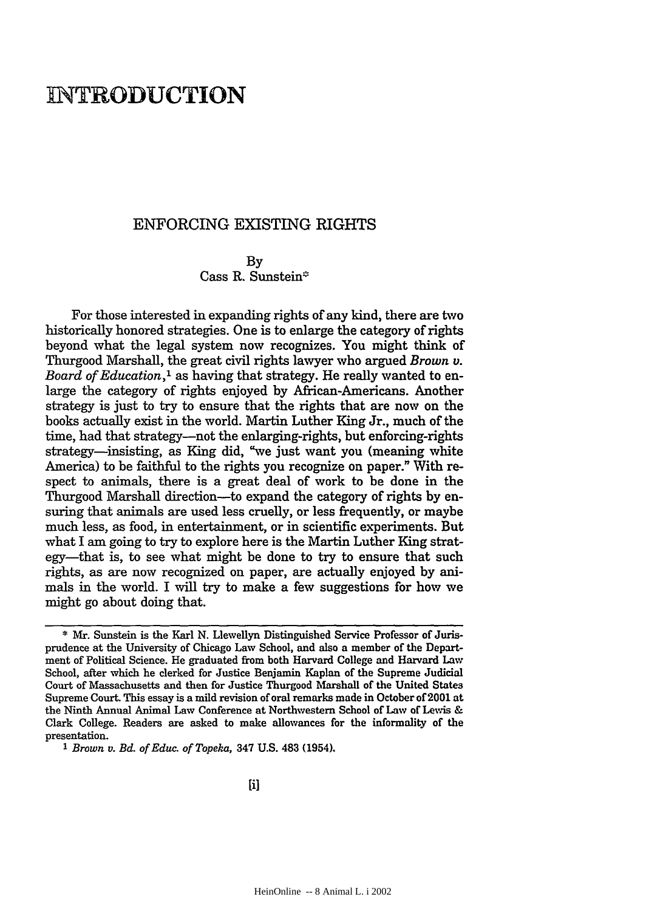# INTRODUCTION

## ENFORCING EXISTING RIGHTS

By
Cass R. Sunstein*

For those interested in expanding rights of any kind, there are two historically honored strategies. One is to enlarge the category of rights beyond what the legal system now recognizes. You might think of Thurgood Marshall, the great civil rights lawyer who argued *Brown v. Board of Education*,[1] as having that strategy. He really wanted to enlarge the category of rights enjoyed by African-Americans. Another strategy is just to try to ensure that the rights that are now on the books actually exist in the world. Martin Luther King Jr., much of the time, had that strategy—not the enlarging-rights, but enforcing-rights strategy—insisting, as King did, "we just want you (meaning white America) to be faithful to the rights you recognize on paper." With respect to animals, there is a great deal of work to be done in the Thurgood Marshall direction—to expand the category of rights by ensuring that animals are used less cruelly, or less frequently, or maybe much less, as food, in entertainment, or in scientific experiments. But what I am going to try to explore here is the Martin Luther King strategy—that is, to see what might be done to try to ensure that such rights, as are now recognized on paper, are actually enjoyed by animals in the world. I will try to make a few suggestions for how we might go about doing that.

---

\* Mr. Sunstein is the Karl N. Llewellyn Distinguished Service Professor of Jurisprudence at the University of Chicago Law School, and also a member of the Department of Political Science. He graduated from both Harvard College and Harvard Law School, after which he clerked for Justice Benjamin Kaplan of the Supreme Judicial Court of Massachusetts and then for Justice Thurgood Marshall of the United States Supreme Court. This essay is a mild revision of oral remarks made in October of 2001 at the Ninth Annual Animal Law Conference at Northwestern School of Law of Lewis & Clark College. Readers are asked to make allowances for the informality of the presentation.

[1] *Brown v. Bd. of Educ. of Topeka*, 347 U.S. 483 (1954).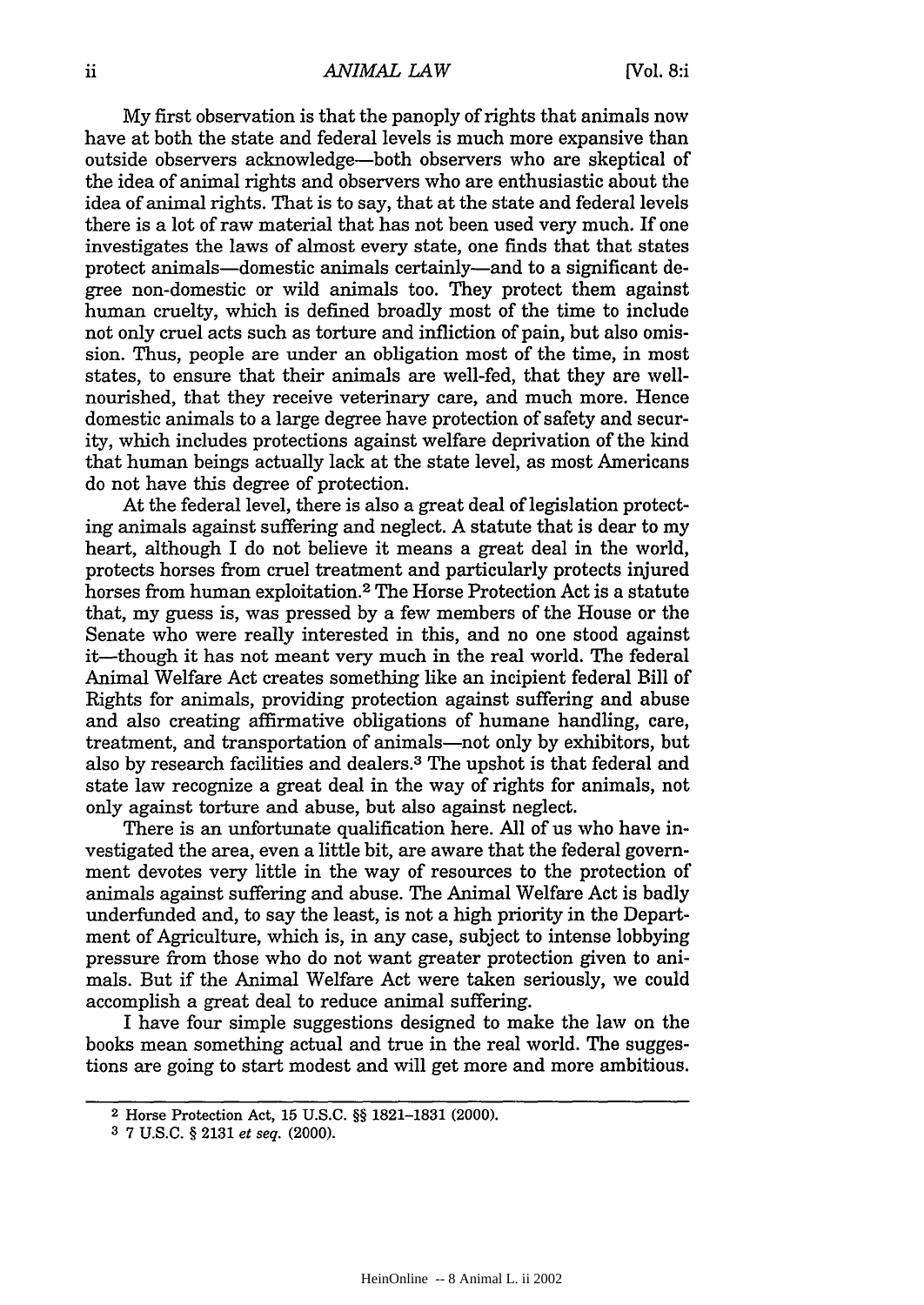My first observation is that the panoply of rights that animals now have at both the state and federal levels is much more expansive than outside observers acknowledge—both observers who are skeptical of the idea of animal rights and observers who are enthusiastic about the idea of animal rights. That is to say, that at the state and federal levels there is a lot of raw material that has not been used very much. If one investigates the laws of almost every state, one finds that that states protect animals—domestic animals certainly—and to a significant degree non-domestic or wild animals too. They protect them against human cruelty, which is defined broadly most of the time to include not only cruel acts such as torture and infliction of pain, but also omission. Thus, people are under an obligation most of the time, in most states, to ensure that their animals are well-fed, that they are well-nourished, that they receive veterinary care, and much more. Hence domestic animals to a large degree have protection of safety and security, which includes protections against welfare deprivation of the kind that human beings actually lack at the state level, as most Americans do not have this degree of protection.

At the federal level, there is also a great deal of legislation protecting animals against suffering and neglect. A statute that is dear to my heart, although I do not believe it means a great deal in the world, protects horses from cruel treatment and particularly protects injured horses from human exploitation.[2] The Horse Protection Act is a statute that, my guess is, was pressed by a few members of the House or the Senate who were really interested in this, and no one stood against it—though it has not meant very much in the real world. The federal Animal Welfare Act creates something like an incipient federal Bill of Rights for animals, providing protection against suffering and abuse and also creating affirmative obligations of humane handling, care, treatment, and transportation of animals—not only by exhibitors, but also by research facilities and dealers.[3] The upshot is that federal and state law recognize a great deal in the way of rights for animals, not only against torture and abuse, but also against neglect.

There is an unfortunate qualification here. All of us who have investigated the area, even a little bit, are aware that the federal government devotes very little in the way of resources to the protection of animals against suffering and abuse. The Animal Welfare Act is badly underfunded and, to say the least, is not a high priority in the Department of Agriculture, which is, in any case, subject to intense lobbying pressure from those who do not want greater protection given to animals. But if the Animal Welfare Act were taken seriously, we could accomplish a great deal to reduce animal suffering.

I have four simple suggestions designed to make the law on the books mean something actual and true in the real world. The suggestions are going to start modest and will get more and more ambitious.

---

[2] Horse Protection Act, 15 U.S.C. §§ 1821–1831 (2000).

[3] 7 U.S.C. § 2131 *et seq.* (2000).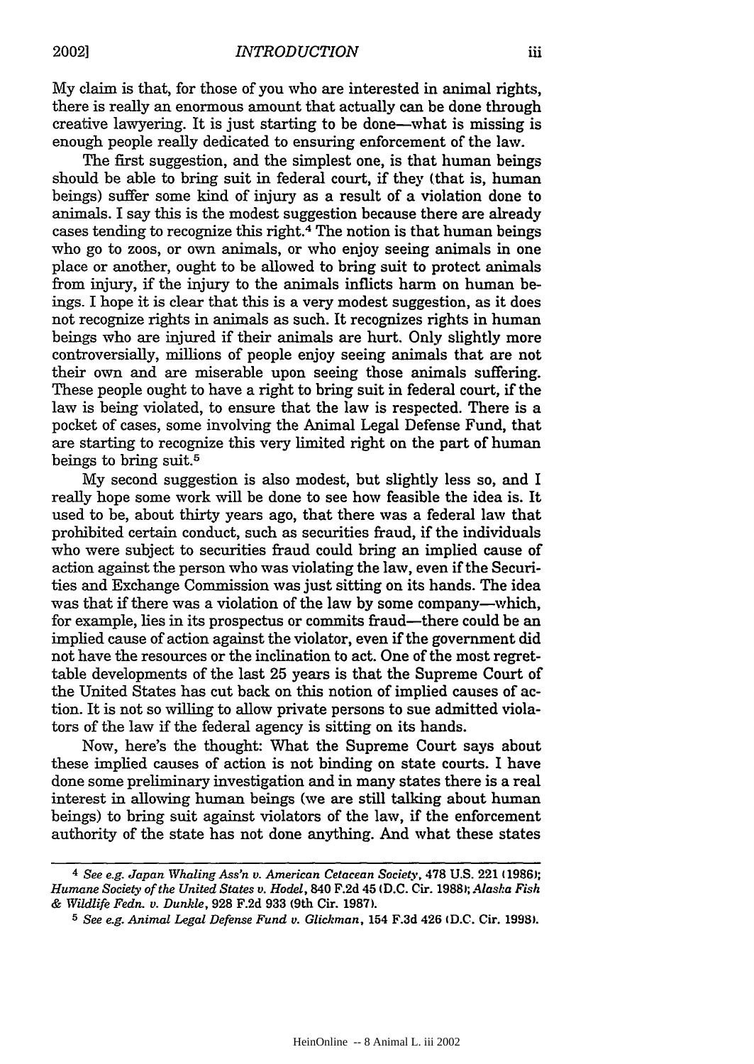My claim is that, for those of you who are interested in animal rights, there is really an enormous amount that actually can be done through creative lawyering. It is just starting to be done—what is missing is enough people really dedicated to ensuring enforcement of the law.

The first suggestion, and the simplest one, is that human beings should be able to bring suit in federal court, if they (that is, human beings) suffer some kind of injury as a result of a violation done to animals. I say this is the modest suggestion because there are already cases tending to recognize this right.[4] The notion is that human beings who go to zoos, or own animals, or who enjoy seeing animals in one place or another, ought to be allowed to bring suit to protect animals from injury, if the injury to the animals inflicts harm on human beings. I hope it is clear that this is a very modest suggestion, as it does not recognize rights in animals as such. It recognizes rights in human beings who are injured if their animals are hurt. Only slightly more controversially, millions of people enjoy seeing animals that are not their own and are miserable upon seeing those animals suffering. These people ought to have a right to bring suit in federal court, if the law is being violated, to ensure that the law is respected. There is a pocket of cases, some involving the Animal Legal Defense Fund, that are starting to recognize this very limited right on the part of human beings to bring suit.[5]

My second suggestion is also modest, but slightly less so, and I really hope some work will be done to see how feasible the idea is. It used to be, about thirty years ago, that there was a federal law that prohibited certain conduct, such as securities fraud, if the individuals who were subject to securities fraud could bring an implied cause of action against the person who was violating the law, even if the Securities and Exchange Commission was just sitting on its hands. The idea was that if there was a violation of the law by some company—which, for example, lies in its prospectus or commits fraud—there could be an implied cause of action against the violator, even if the government did not have the resources or the inclination to act. One of the most regrettable developments of the last 25 years is that the Supreme Court of the United States has cut back on this notion of implied causes of action. It is not so willing to allow private persons to sue admitted violators of the law if the federal agency is sitting on its hands.

Now, here's the thought: What the Supreme Court says about these implied causes of action is not binding on state courts. I have done some preliminary investigation and in many states there is a real interest in allowing human beings (we are still talking about human beings) to bring suit against violators of the law, if the enforcement authority of the state has not done anything. And what these states

---

[4] *See e.g. Japan Whaling Ass'n v. American Cetacean Society*, 478 U.S. 221 (1986); *Humane Society of the United States v. Hodel*, 840 F.2d 45 (D.C. Cir. 1988); *Alaska Fish & Wildlife Fedn. v. Dunkle*, 928 F.2d 933 (9th Cir. 1987).

[5] *See e.g. Animal Legal Defense Fund v. Glickman*, 154 F.3d 426 (D.C. Cir. 1998).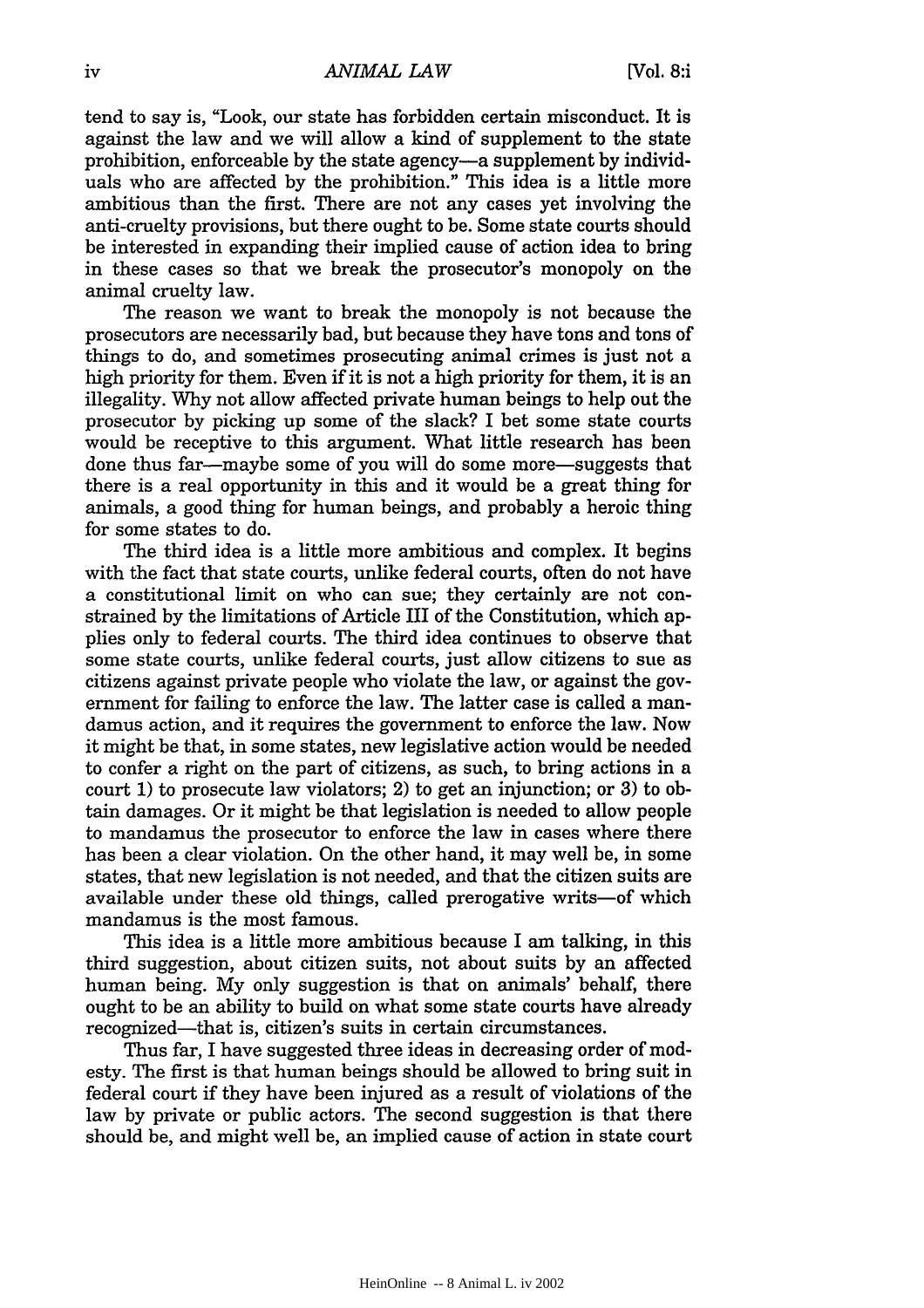tend to say is, "Look, our state has forbidden certain misconduct. It is against the law and we will allow a kind of supplement to the state prohibition, enforceable by the state agency—a supplement by individuals who are affected by the prohibition." This idea is a little more ambitious than the first. There are not any cases yet involving the anti-cruelty provisions, but there ought to be. Some state courts should be interested in expanding their implied cause of action idea to bring in these cases so that we break the prosecutor's monopoly on the animal cruelty law.

The reason we want to break the monopoly is not because the prosecutors are necessarily bad, but because they have tons and tons of things to do, and sometimes prosecuting animal crimes is just not a high priority for them. Even if it is not a high priority for them, it is an illegality. Why not allow affected private human beings to help out the prosecutor by picking up some of the slack? I bet some state courts would be receptive to this argument. What little research has been done thus far—maybe some of you will do some more—suggests that there is a real opportunity in this and it would be a great thing for animals, a good thing for human beings, and probably a heroic thing for some states to do.

The third idea is a little more ambitious and complex. It begins with the fact that state courts, unlike federal courts, often do not have a constitutional limit on who can sue; they certainly are not constrained by the limitations of Article III of the Constitution, which applies only to federal courts. The third idea continues to observe that some state courts, unlike federal courts, just allow citizens to sue as citizens against private people who violate the law, or against the government for failing to enforce the law. The latter case is called a mandamus action, and it requires the government to enforce the law. Now it might be that, in some states, new legislative action would be needed to confer a right on the part of citizens, as such, to bring actions in a court 1) to prosecute law violators; 2) to get an injunction; or 3) to obtain damages. Or it might be that legislation is needed to allow people to mandamus the prosecutor to enforce the law in cases where there has been a clear violation. On the other hand, it may well be, in some states, that new legislation is not needed, and that the citizen suits are available under these old things, called prerogative writs—of which mandamus is the most famous.

This idea is a little more ambitious because I am talking, in this third suggestion, about citizen suits, not about suits by an affected human being. My only suggestion is that on animals' behalf, there ought to be an ability to build on what some state courts have already recognized—that is, citizen's suits in certain circumstances.

Thus far, I have suggested three ideas in decreasing order of modesty. The first is that human beings should be allowed to bring suit in federal court if they have been injured as a result of violations of the law by private or public actors. The second suggestion is that there should be, and might well be, an implied cause of action in state court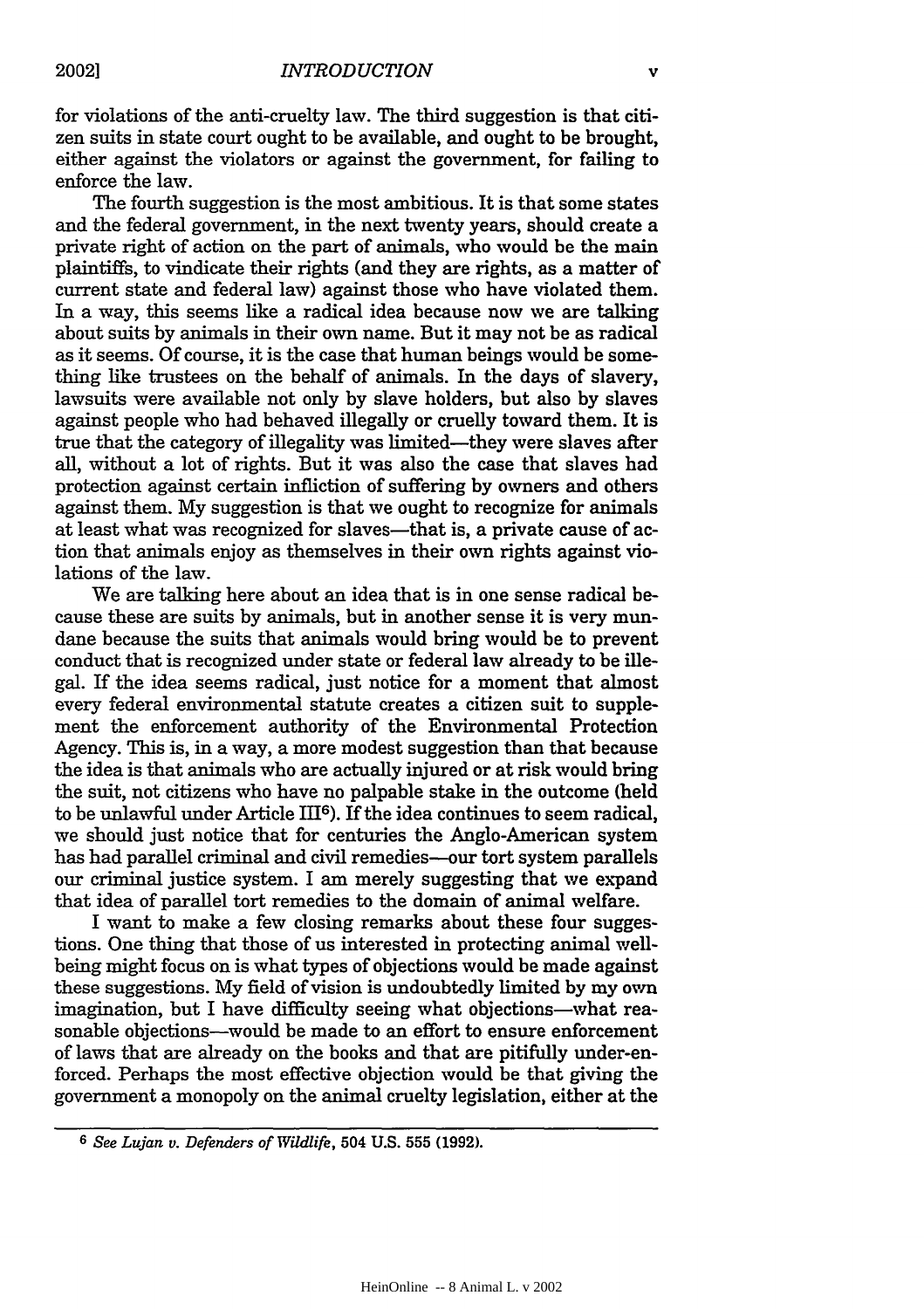for violations of the anti-cruelty law. The third suggestion is that citizen suits in state court ought to be available, and ought to be brought, either against the violators or against the government, for failing to enforce the law.

The fourth suggestion is the most ambitious. It is that some states and the federal government, in the next twenty years, should create a private right of action on the part of animals, who would be the main plaintiffs, to vindicate their rights (and they are rights, as a matter of current state and federal law) against those who have violated them. In a way, this seems like a radical idea because now we are talking about suits by animals in their own name. But it may not be as radical as it seems. Of course, it is the case that human beings would be something like trustees on the behalf of animals. In the days of slavery, lawsuits were available not only by slave holders, but also by slaves against people who had behaved illegally or cruelly toward them. It is true that the category of illegality was limited—they were slaves after all, without a lot of rights. But it was also the case that slaves had protection against certain infliction of suffering by owners and others against them. My suggestion is that we ought to recognize for animals at least what was recognized for slaves—that is, a private cause of action that animals enjoy as themselves in their own rights against violations of the law.

We are talking here about an idea that is in one sense radical because these are suits by animals, but in another sense it is very mundane because the suits that animals would bring would be to prevent conduct that is recognized under state or federal law already to be illegal. If the idea seems radical, just notice for a moment that almost every federal environmental statute creates a citizen suit to supplement the enforcement authority of the Environmental Protection Agency. This is, in a way, a more modest suggestion than that because the idea is that animals who are actually injured or at risk would bring the suit, not citizens who have no palpable stake in the outcome (held to be unlawful under Article III[6]). If the idea continues to seem radical, we should just notice that for centuries the Anglo-American system has had parallel criminal and civil remedies—our tort system parallels our criminal justice system. I am merely suggesting that we expand that idea of parallel tort remedies to the domain of animal welfare.

I want to make a few closing remarks about these four suggestions. One thing that those of us interested in protecting animal well-being might focus on is what types of objections would be made against these suggestions. My field of vision is undoubtedly limited by my own imagination, but I have difficulty seeing what objections—what reasonable objections—would be made to an effort to ensure enforcement of laws that are already on the books and that are pitifully under-enforced. Perhaps the most effective objection would be that giving the government a monopoly on the animal cruelty legislation, either at the

---

[6] *See Lujan v. Defenders of Wildlife*, 504 U.S. 555 (1992).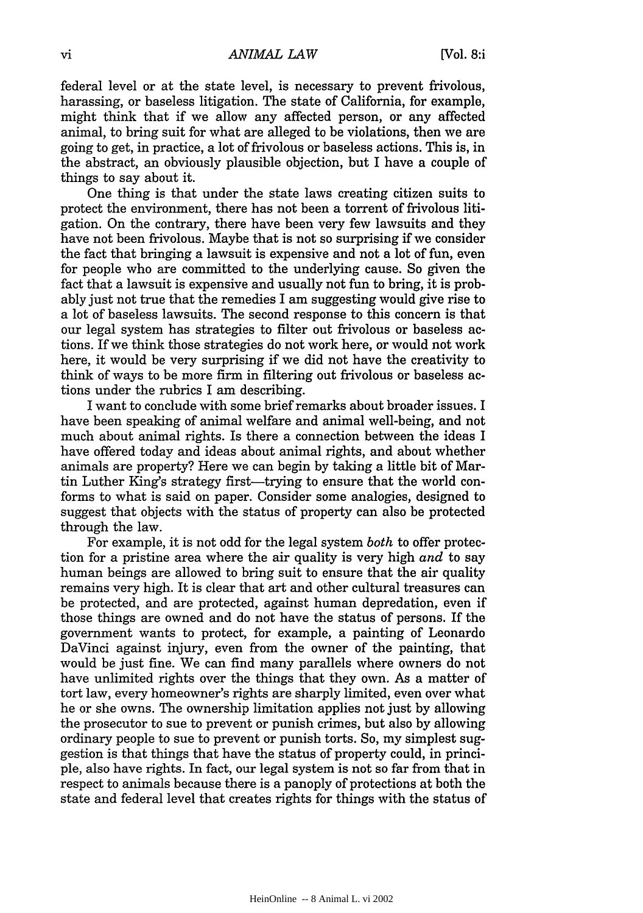federal level or at the state level, is necessary to prevent frivolous, harassing, or baseless litigation. The state of California, for example, might think that if we allow any affected person, or any affected animal, to bring suit for what are alleged to be violations, then we are going to get, in practice, a lot of frivolous or baseless actions. This is, in the abstract, an obviously plausible objection, but I have a couple of things to say about it.

One thing is that under the state laws creating citizen suits to protect the environment, there has not been a torrent of frivolous litigation. On the contrary, there have been very few lawsuits and they have not been frivolous. Maybe that is not so surprising if we consider the fact that bringing a lawsuit is expensive and not a lot of fun, even for people who are committed to the underlying cause. So given the fact that a lawsuit is expensive and usually not fun to bring, it is probably just not true that the remedies I am suggesting would give rise to a lot of baseless lawsuits. The second response to this concern is that our legal system has strategies to filter out frivolous or baseless actions. If we think those strategies do not work here, or would not work here, it would be very surprising if we did not have the creativity to think of ways to be more firm in filtering out frivolous or baseless actions under the rubrics I am describing.

I want to conclude with some brief remarks about broader issues. I have been speaking of animal welfare and animal well-being, and not much about animal rights. Is there a connection between the ideas I have offered today and ideas about animal rights, and about whether animals are property? Here we can begin by taking a little bit of Martin Luther King's strategy first—trying to ensure that the world conforms to what is said on paper. Consider some analogies, designed to suggest that objects with the status of property can also be protected through the law.

For example, it is not odd for the legal system *both* to offer protection for a pristine area where the air quality is very high *and* to say human beings are allowed to bring suit to ensure that the air quality remains very high. It is clear that art and other cultural treasures can be protected, and are protected, against human depredation, even if those things are owned and do not have the status of persons. If the government wants to protect, for example, a painting of Leonardo DaVinci against injury, even from the owner of the painting, that would be just fine. We can find many parallels where owners do not have unlimited rights over the things that they own. As a matter of tort law, every homeowner's rights are sharply limited, even over what he or she owns. The ownership limitation applies not just by allowing the prosecutor to sue to prevent or punish crimes, but also by allowing ordinary people to sue to prevent or punish torts. So, my simplest suggestion is that things that have the status of property could, in principle, also have rights. In fact, our legal system is not so far from that in respect to animals because there is a panoply of protections at both the state and federal level that creates rights for things with the status of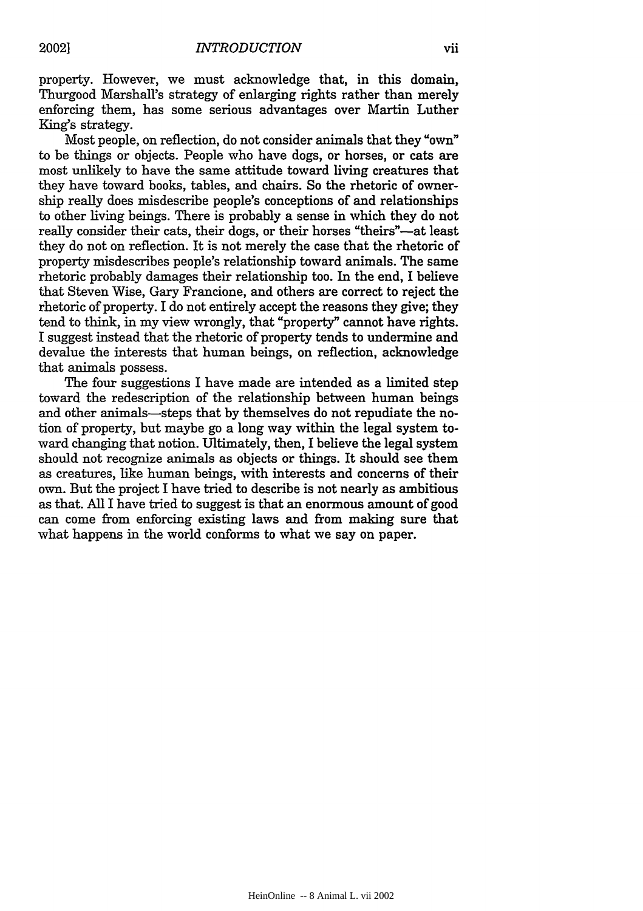property. However, we must acknowledge that, in this domain, Thurgood Marshall's strategy of enlarging rights rather than merely enforcing them, has some serious advantages over Martin Luther King's strategy.

Most people, on reflection, do not consider animals that they "own" to be things or objects. People who have dogs, or horses, or cats are most unlikely to have the same attitude toward living creatures that they have toward books, tables, and chairs. So the rhetoric of ownership really does misdescribe people's conceptions of and relationships to other living beings. There is probably a sense in which they do not really consider their cats, their dogs, or their horses "theirs"—at least they do not on reflection. It is not merely the case that the rhetoric of property misdescribes people's relationship toward animals. The same rhetoric probably damages their relationship too. In the end, I believe that Steven Wise, Gary Francione, and others are correct to reject the rhetoric of property. I do not entirely accept the reasons they give; they tend to think, in my view wrongly, that "property" cannot have rights. I suggest instead that the rhetoric of property tends to undermine and devalue the interests that human beings, on reflection, acknowledge that animals possess.

The four suggestions I have made are intended as a limited step toward the redescription of the relationship between human beings and other animals—steps that by themselves do not repudiate the notion of property, but maybe go a long way within the legal system toward changing that notion. Ultimately, then, I believe the legal system should not recognize animals as objects or things. It should see them as creatures, like human beings, with interests and concerns of their own. But the project I have tried to describe is not nearly as ambitious as that. All I have tried to suggest is that an enormous amount of good can come from enforcing existing laws and from making sure that what happens in the world conforms to what we say on paper.